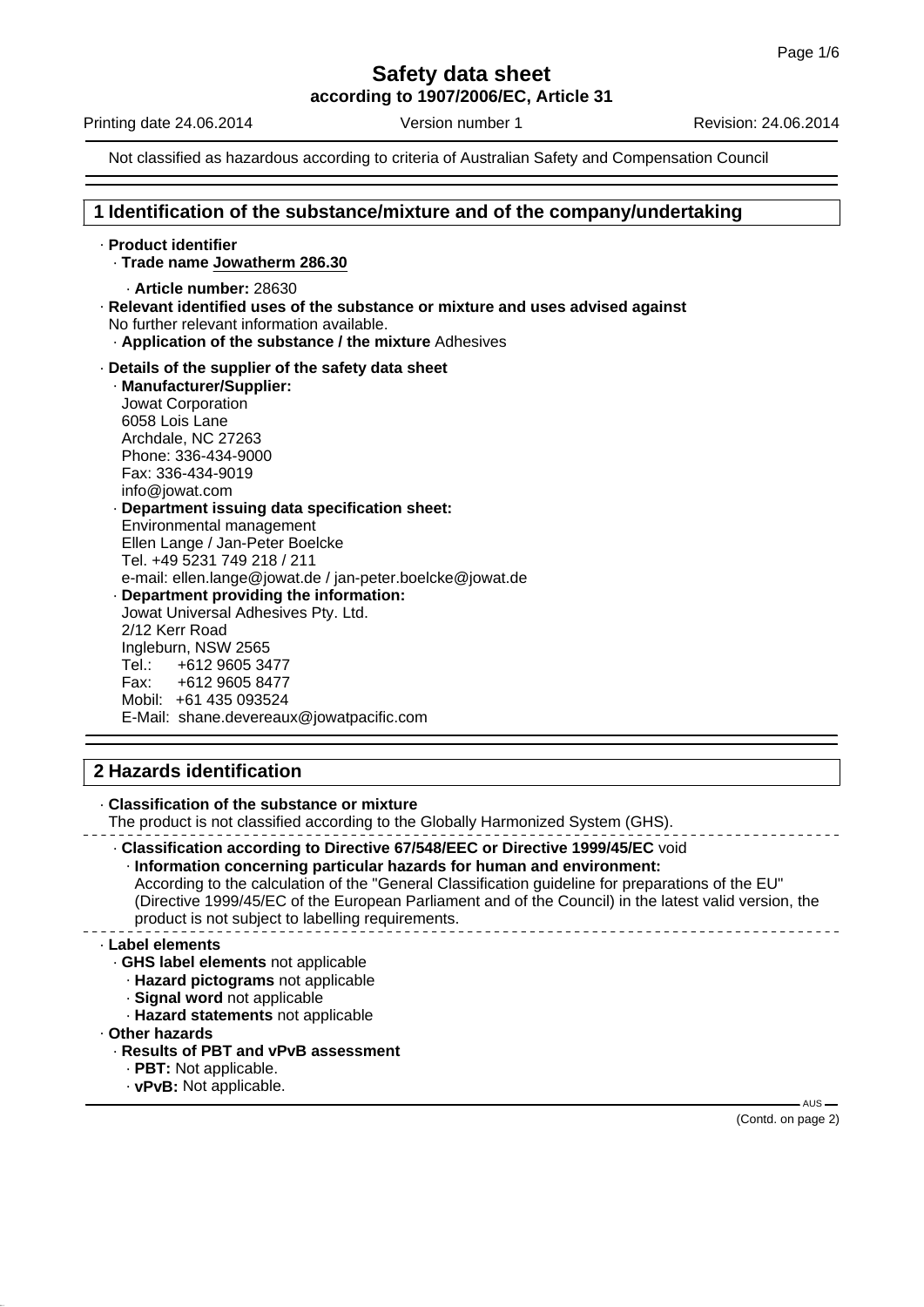# Safety data sheet

**according to 1907/2006/EC, Article 31**

Printing date 24.06.2014 Version number 1 Revision: 24.06.2014

Not classified as hazardous according to criteria of Australian Safety and Compensation Council

## 1 Identification of the substance/mixture and of the company/undertaking

- **Product identifier**
  - **Trade name Jowatherm 286.30**
    - **Article number:** 28630
- **Relevant identified uses of the substance or mixture and uses advised against**
  No further relevant information available.
  - **Application of the substance / the mixture** Adhesives
- **Details of the supplier of the safety data sheet**
  - **Manufacturer/Supplier:**
    Jowat Corporation
    6058 Lois Lane
    Archdale, NC 27263
    Phone: 336-434-9000
    Fax: 336-434-9019
    info@jowat.com
  - **Department issuing data specification sheet:**
    Environmental management
    Ellen Lange / Jan-Peter Boelcke
    Tel. +49 5231 749 218 / 211
    e-mail: ellen.lange@jowat.de / jan-peter.boelcke@jowat.de
  - **Department providing the information:**
    Jowat Universal Adhesives Pty. Ltd.
    2/12 Kerr Road
    Ingleburn, NSW 2565
    Tel.: +612 9605 3477
    Fax: +612 9605 8477
    Mobil: +61 435 093524
    E-Mail: shane.devereaux@jowatpacific.com

## 2 Hazards identification

- **Classification of the substance or mixture**
  The product is not classified according to the Globally Harmonized System (GHS).
  - **Classification according to Directive 67/548/EEC or Directive 1999/45/EC** void
    - **Information concerning particular hazards for human and environment:**
      According to the calculation of the "General Classification guideline for preparations of the EU" (Directive 1999/45/EC of the European Parliament and of the Council) in the latest valid version, the product is not subject to labelling requirements.
- **Label elements**
  - **GHS label elements** not applicable
    - **Hazard pictograms** not applicable
    - **Signal word** not applicable
    - **Hazard statements** not applicable
- **Other hazards**
  - **Results of PBT and vPvB assessment**
    - **PBT:** Not applicable.
    - **vPvB:** Not applicable.

(Contd. on page 2)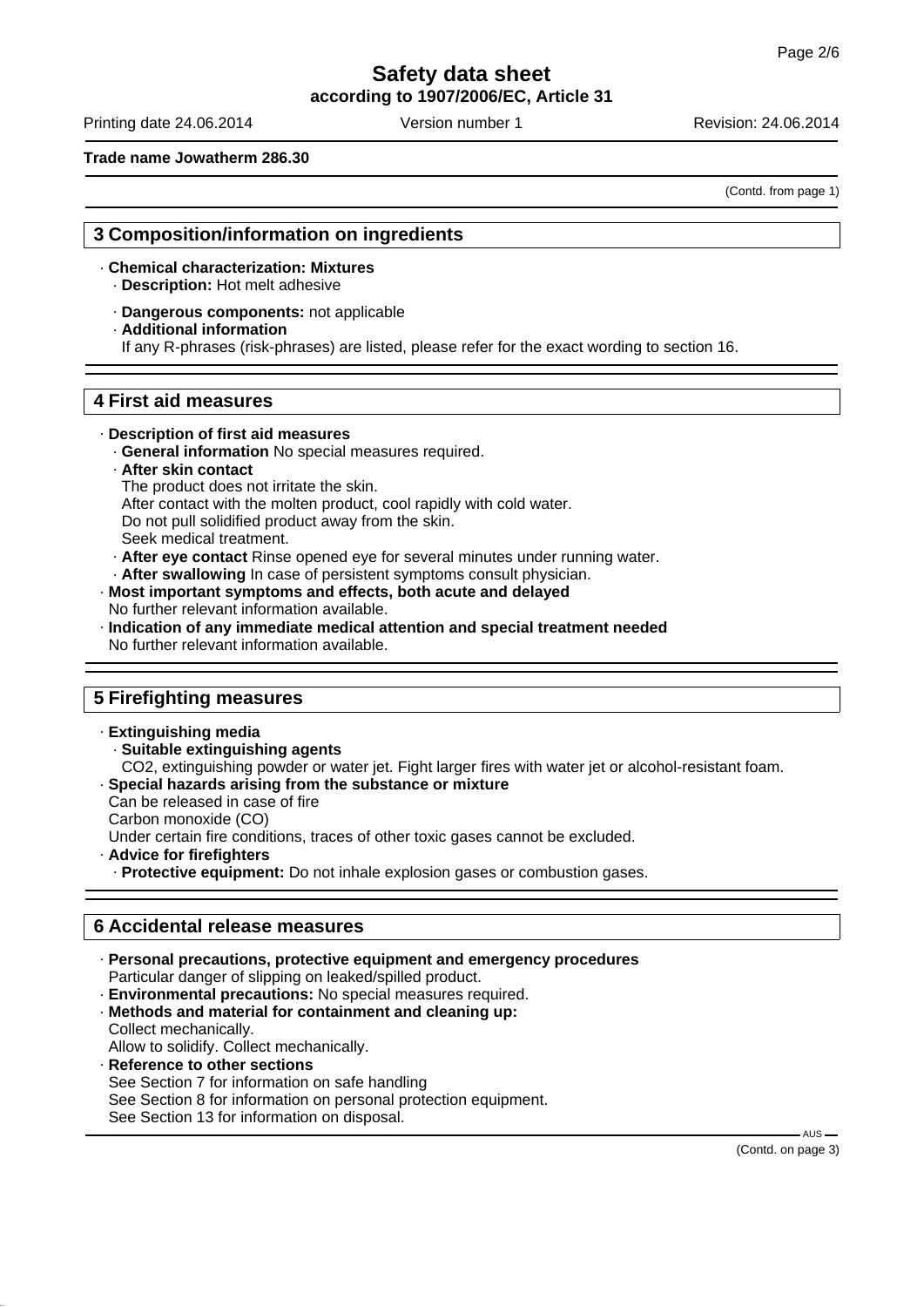**Safety data sheet**
**according to 1907/2006/EC, Article 31**

Printing date 24.06.2014 Version number 1 Revision: 24.06.2014

**Trade name Jowatherm 286.30**

(Contd. from page 1)

## 3 Composition/information on ingredients

· **Chemical characterization: Mixtures**
  · **Description:** Hot melt adhesive

  · **Dangerous components:** not applicable
  · **Additional information**
  If any R-phrases (risk-phrases) are listed, please refer for the exact wording to section 16.

## 4 First aid measures

· **Description of first aid measures**
  · **General information** No special measures required.
  · **After skin contact**
  The product does not irritate the skin.
  After contact with the molten product, cool rapidly with cold water.
  Do not pull solidified product away from the skin.
  Seek medical treatment.
  · **After eye contact** Rinse opened eye for several minutes under running water.
  · **After swallowing** In case of persistent symptoms consult physician.
· **Most important symptoms and effects, both acute and delayed**
  No further relevant information available.
· **Indication of any immediate medical attention and special treatment needed**
  No further relevant information available.

## 5 Firefighting measures

· **Extinguishing media**
  · **Suitable extinguishing agents**
  $CO_2$, extinguishing powder or water jet. Fight larger fires with water jet or alcohol-resistant foam.
· **Special hazards arising from the substance or mixture**
  Can be released in case of fire
  Carbon monoxide (CO)
  Under certain fire conditions, traces of other toxic gases cannot be excluded.
· **Advice for firefighters**
  · **Protective equipment:** Do not inhale explosion gases or combustion gases.

## 6 Accidental release measures

· **Personal precautions, protective equipment and emergency procedures**
  Particular danger of slipping on leaked/spilled product.
· **Environmental precautions:** No special measures required.
· **Methods and material for containment and cleaning up:**
  Collect mechanically.
  Allow to solidify. Collect mechanically.
· **Reference to other sections**
  See Section 7 for information on safe handling
  See Section 8 for information on personal protection equipment.
  See Section 13 for information on disposal.

(Contd. on page 3)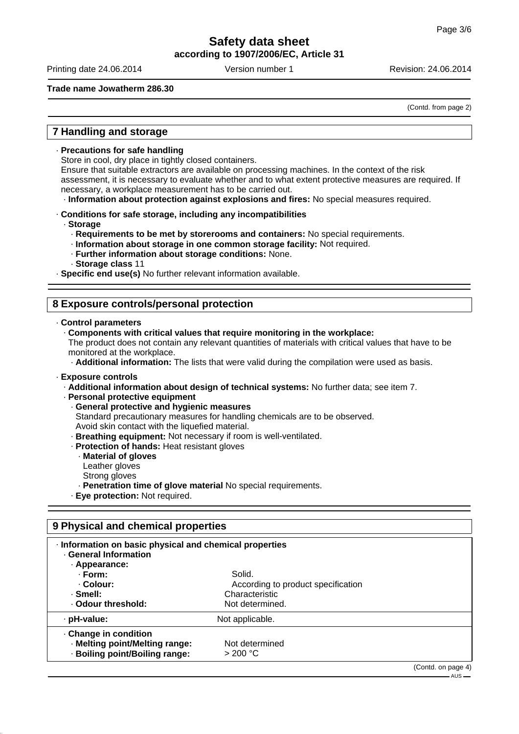**Trade name Jowatherm 286.30**

(Contd. from page 2)

## 7 Handling and storage

- **Precautions for safe handling**
  Store in cool, dry place in tightly closed containers.
  Ensure that suitable extractors are available on processing machines. In the context of the risk assessment, it is necessary to evaluate whether and to what extent protective measures are required. If necessary, a workplace measurement has to be carried out.
  - **Information about protection against explosions and fires:** No special measures required.
- **Conditions for safe storage, including any incompatibilities**
  - **Storage**
    - **Requirements to be met by storerooms and containers:** No special requirements.
    - **Information about storage in one common storage facility:** Not required.
    - **Further information about storage conditions:** None.
    - **Storage class** 11
- **Specific end use(s)** No further relevant information available.

## 8 Exposure controls/personal protection

- **Control parameters**
  - **Components with critical values that require monitoring in the workplace:**
    The product does not contain any relevant quantities of materials with critical values that have to be monitored at the workplace.
    - **Additional information:** The lists that were valid during the compilation were used as basis.
- **Exposure controls**
  - **Additional information about design of technical systems:** No further data; see item 7.
  - **Personal protective equipment**
    - **General protective and hygienic measures**
      Standard precautionary measures for handling chemicals are to be observed.
      Avoid skin contact with the liquefied material.
    - **Breathing equipment:** Not necessary if room is well-ventilated.
    - **Protection of hands:** Heat resistant gloves
      - **Material of gloves**
        Leather gloves
        Strong gloves
      - **Penetration time of glove material** No special requirements.
    - **Eye protection:** Not required.

## 9 Physical and chemical properties

| | |
|---|---|
| **· Information on basic physical and chemical properties** | |
| **· General Information** | |
| **· Appearance:** | |
| **· Form:** | Solid. |
| **· Colour:** | According to product specification |
| **· Smell:** | Characteristic |
| **· Odour threshold:** | Not determined. |
| **· pH-value:** | Not applicable. |
| **· Change in condition** | |
| **· Melting point/Melting range:** | Not determined |
| **· Boiling point/Boiling range:** | > 200 °C |

(Contd. on page 4)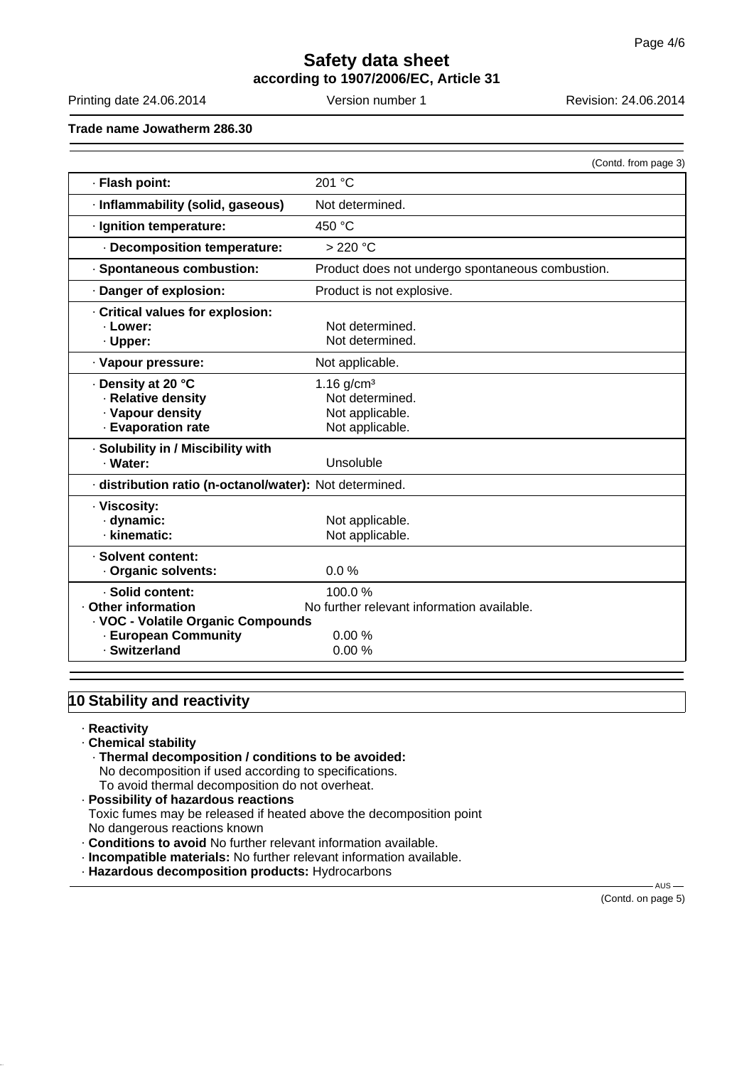**Trade name Jowatherm 286.30**

(Contd. from page 3)

| | |
|---|---|
| · **Flash point:** | 201 °C |
| · **Inflammability (solid, gaseous)** | Not determined. |
| · **Ignition temperature:** | 450 °C |
| · **Decomposition temperature:** | > 220 °C |
| · **Spontaneous combustion:** | Product does not undergo spontaneous combustion. |
| · **Danger of explosion:** | Product is not explosive. |
| · **Critical values for explosion:** | |
| · **Lower:** | Not determined. |
| · **Upper:** | Not determined. |
| · **Vapour pressure:** | Not applicable. |
| · **Density at 20 °C** | 1.16 g/cm³ |
| · **Relative density** | Not determined. |
| · **Vapour density** | Not applicable. |
| · **Evaporation rate** | Not applicable. |
| · **Solubility in / Miscibility with** | |
| · **Water:** | Unsoluble |
| · **distribution ratio (n-octanol/water):** | Not determined. |
| · **Viscosity:** | |
| · **dynamic:** | Not applicable. |
| · **kinematic:** | Not applicable. |
| · **Solvent content:** | |
| · **Organic solvents:** | 0.0 % |
| · **Solid content:** | 100.0 % |
| · **Other information** | No further relevant information available. |
| · **VOC - Volatile Organic Compounds** | |
| · **European Community** | 0.00 % |
| · **Switzerland** | 0.00 % |

## 10 Stability and reactivity

· **Reactivity**

· **Chemical stability**

· **Thermal decomposition / conditions to be avoided:**
No decomposition if used according to specifications.
To avoid thermal decomposition do not overheat.

· **Possibility of hazardous reactions**
Toxic fumes may be released if heated above the decomposition point
No dangerous reactions known

· **Conditions to avoid** No further relevant information available.

· **Incompatible materials:** No further relevant information available.

· **Hazardous decomposition products:** Hydrocarbons

(Contd. on page 5)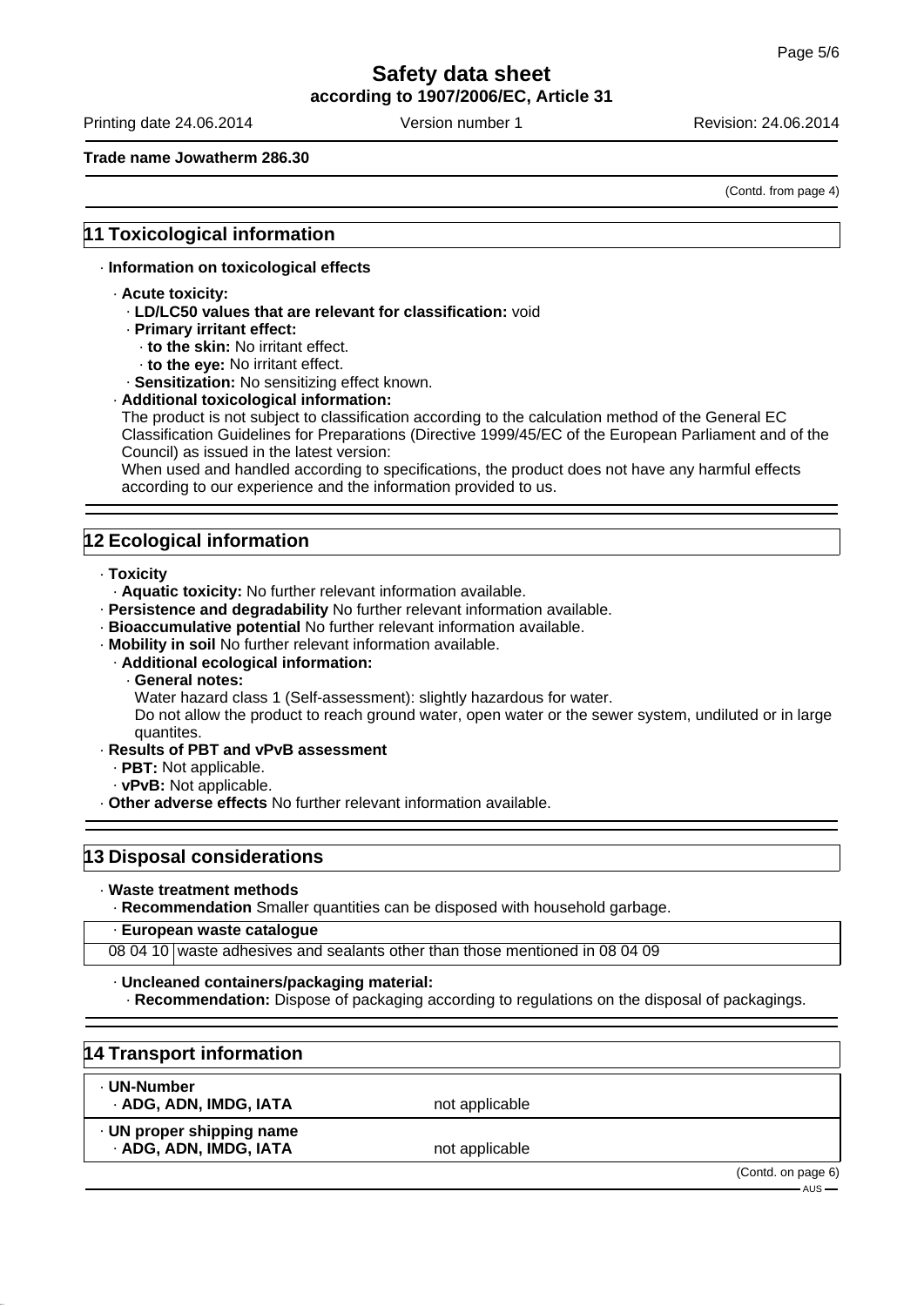Trade name Jowatherm 286.30

(Contd. from page 4)

## 11 Toxicological information

· **Information on toxicological effects**

· **Acute toxicity:**
· **LD/LC50 values that are relevant for classification:** void
· **Primary irritant effect:**
· **to the skin:** No irritant effect.
· **to the eye:** No irritant effect.
· **Sensitization:** No sensitizing effect known.
· **Additional toxicological information:**
The product is not subject to classification according to the calculation method of the General EC Classification Guidelines for Preparations (Directive 1999/45/EC of the European Parliament and of the Council) as issued in the latest version:
When used and handled according to specifications, the product does not have any harmful effects according to our experience and the information provided to us.

## 12 Ecological information

· **Toxicity**
· **Aquatic toxicity:** No further relevant information available.
· **Persistence and degradability** No further relevant information available.
· **Bioaccumulative potential** No further relevant information available.
· **Mobility in soil** No further relevant information available.
· **Additional ecological information:**
· **General notes:**
Water hazard class 1 (Self-assessment): slightly hazardous for water.
Do not allow the product to reach ground water, open water or the sewer system, undiluted or in large quantites.
· **Results of PBT and vPvB assessment**
· **PBT:** Not applicable.
· **vPvB:** Not applicable.
· **Other adverse effects** No further relevant information available.

## 13 Disposal considerations

· **Waste treatment methods**
· **Recommendation** Smaller quantities can be disposed with household garbage.

| · **European waste catalogue** | |
|---|---|
| 08 04 10 | waste adhesives and sealants other than those mentioned in 08 04 09 |

· **Uncleaned containers/packaging material:**
· **Recommendation:** Dispose of packaging according to regulations on the disposal of packagings.

## 14 Transport information

| | |
|---|---|
| · **UN-Number**<br>· **ADG, ADN, IMDG, IATA** | not applicable |
| · **UN proper shipping name**<br>· **ADG, ADN, IMDG, IATA** | not applicable |

(Contd. on page 6)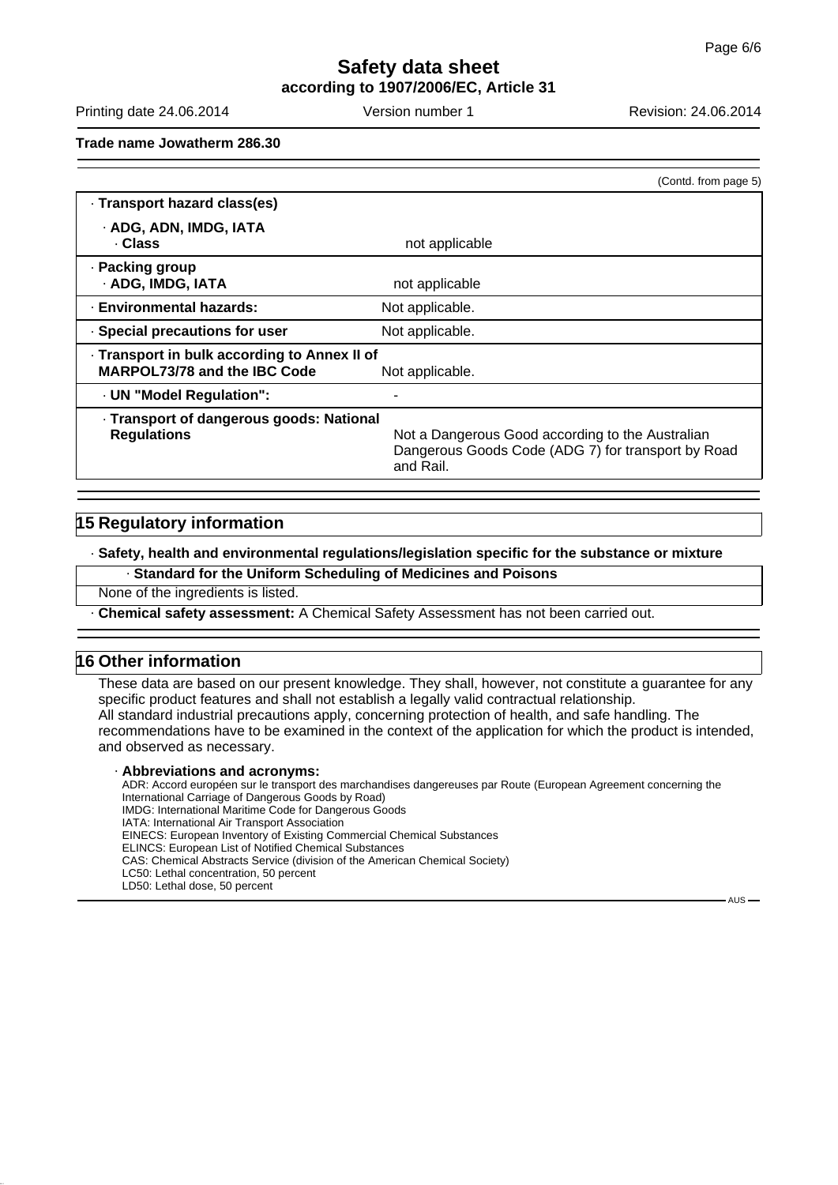(Contd. from page 5)

| | |
|---|---|
| · **Transport hazard class(es)** | |
| · **ADG, ADN, IMDG, IATA** · **Class** | not applicable |
| · **Packing group** · **ADG, IMDG, IATA** | not applicable |
| · **Environmental hazards:** | Not applicable. |
| · **Special precautions for user** | Not applicable. |
| · **Transport in bulk according to Annex II of MARPOL73/78 and the IBC Code** | Not applicable. |
| · **UN "Model Regulation":** | - |
| · **Transport of dangerous goods: National Regulations** | Not a Dangerous Good according to the Australian Dangerous Goods Code (ADG 7) for transport by Road and Rail. |

## 15 Regulatory information

· **Safety, health and environmental regulations/legislation specific for the substance or mixture**

· **Standard for the Uniform Scheduling of Medicines and Poisons**

None of the ingredients is listed.

· **Chemical safety assessment:** A Chemical Safety Assessment has not been carried out.

## 16 Other information

These data are based on our present knowledge. They shall, however, not constitute a guarantee for any specific product features and shall not establish a legally valid contractual relationship.
All standard industrial precautions apply, concerning protection of health, and safe handling. The recommendations have to be examined in the context of the application for which the product is intended, and observed as necessary.

· **Abbreviations and acronyms:**

ADR: Accord européen sur le transport des marchandises dangereuses par Route (European Agreement concerning the International Carriage of Dangerous Goods by Road)
IMDG: International Maritime Code for Dangerous Goods
IATA: International Air Transport Association
EINECS: European Inventory of Existing Commercial Chemical Substances
ELINCS: European List of Notified Chemical Substances
CAS: Chemical Abstracts Service (division of the American Chemical Society)
LC50: Lethal concentration, 50 percent
LD50: Lethal dose, 50 percent